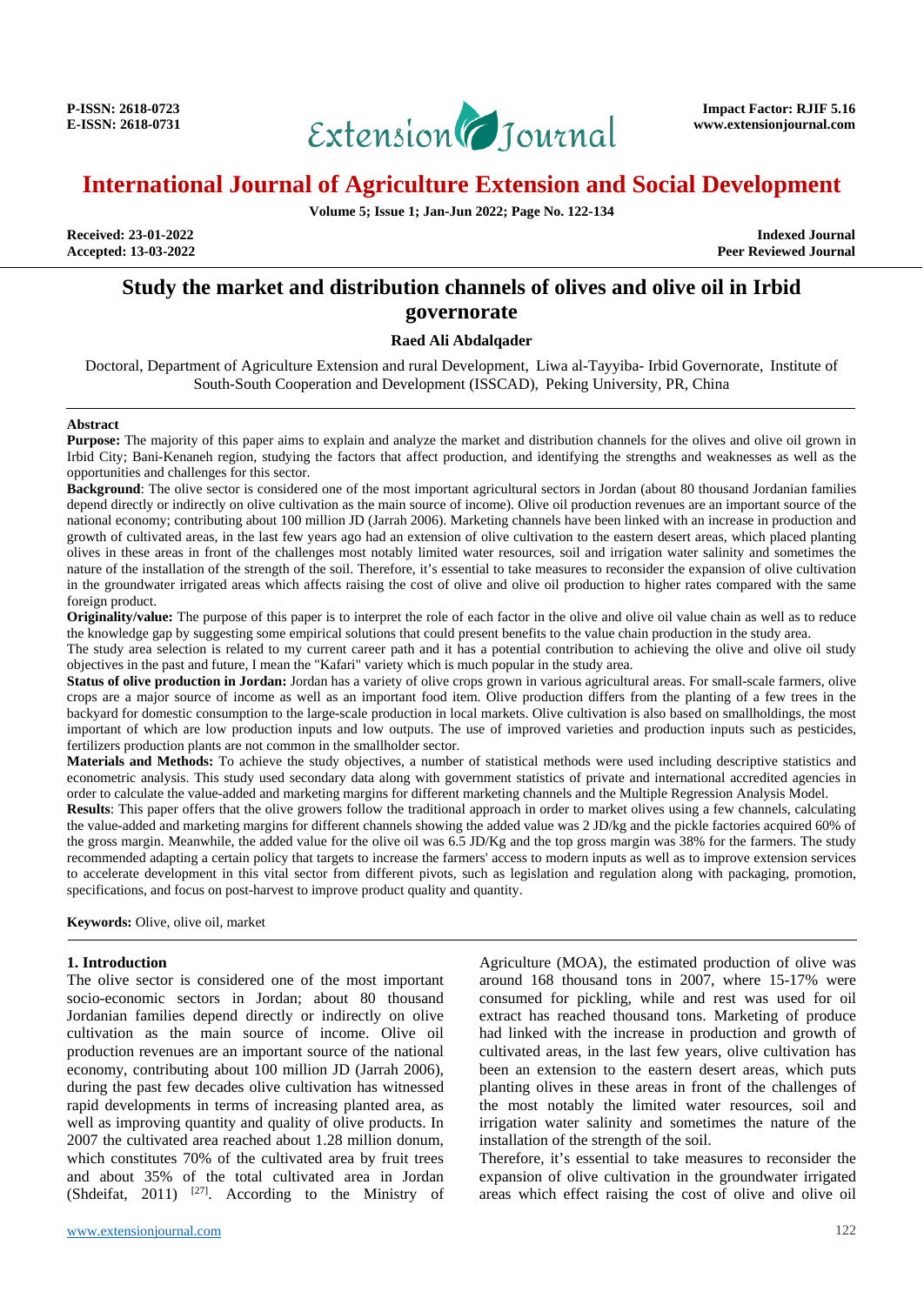# Study the market and distribution channels of olives and olive oil in Irbid governorate

**Raed Ali Abdalqader**

Doctoral, Department of Agriculture Extension and rural Development, Liwa al-Tayyiba- Irbid Governorate, Institute of South-South Cooperation and Development (ISSCAD), Peking University, PR, China

**Received:** 23-01-2022
**Accepted:** 13-03-2022

## Abstract

**Purpose:** The majority of this paper aims to explain and analyze the market and distribution channels for the olives and olive oil grown in Irbid City; Bani-Kenaneh region, studying the factors that affect production, and identifying the strengths and weaknesses as well as the opportunities and challenges for this sector.

**Background**: The olive sector is considered one of the most important agricultural sectors in Jordan (about 80 thousand Jordanian families depend directly or indirectly on olive cultivation as the main source of income). Olive oil production revenues are an important source of the national economy; contributing about 100 million JD (Jarrah 2006). Marketing channels have been linked with an increase in production and growth of cultivated areas, in the last few years ago had an extension of olive cultivation to the eastern desert areas, which placed planting olives in these areas in front of the challenges most notably limited water resources, soil and irrigation water salinity and sometimes the nature of the installation of the strength of the soil. Therefore, it's essential to take measures to reconsider the expansion of olive cultivation in the groundwater irrigated areas which affects raising the cost of olive and olive oil production to higher rates compared with the same foreign product.

**Originality/value:** The purpose of this paper is to interpret the role of each factor in the olive and olive oil value chain as well as to reduce the knowledge gap by suggesting some empirical solutions that could present benefits to the value chain production in the study area.

The study area selection is related to my current career path and it has a potential contribution to achieving the olive and olive oil study objectives in the past and future, I mean the "Kafari" variety which is much popular in the study area.

**Status of olive production in Jordan:** Jordan has a variety of olive crops grown in various agricultural areas. For small-scale farmers, olive crops are a major source of income as well as an important food item. Olive production differs from the planting of a few trees in the backyard for domestic consumption to the large-scale production in local markets. Olive cultivation is also based on smallholdings, the most important of which are low production inputs and low outputs. The use of improved varieties and production inputs such as pesticides, fertilizers production plants are not common in the smallholder sector.

**Materials and Methods:** To achieve the study objectives, a number of statistical methods were used including descriptive statistics and econometric analysis. This study used secondary data along with government statistics of private and international accredited agencies in order to calculate the value-added and marketing margins for different marketing channels and the Multiple Regression Analysis Model.

**Results**: This paper offers that the olive growers follow the traditional approach in order to market olives using a few channels, calculating the value-added and marketing margins for different channels showing the added value was 2 JD/kg and the pickle factories acquired 60% of the gross margin. Meanwhile, the added value for the olive oil was 6.5 JD/Kg and the top gross margin was 38% for the farmers. The study recommended adapting a certain policy that targets to increase the farmers' access to modern inputs as well as to improve extension services to accelerate development in this vital sector from different pivots, such as legislation and regulation along with packaging, promotion, specifications, and focus on post-harvest to improve product quality and quantity.

**Keywords:** Olive, olive oil, market

## 1. Introduction

The olive sector is considered one of the most important socio-economic sectors in Jordan; about 80 thousand Jordanian families depend directly or indirectly on olive cultivation as the main source of income. Olive oil production revenues are an important source of the national economy, contributing about 100 million JD (Jarrah 2006), during the past few decades olive cultivation has witnessed rapid developments in terms of increasing planted area, as well as improving quantity and quality of olive products. In 2007 the cultivated area reached about 1.28 million donum, which constitutes 70% of the cultivated area by fruit trees and about 35% of the total cultivated area in Jordan (Shdeifat, 2011) [27]. According to the Ministry of Agriculture (MOA), the estimated production of olive was around 168 thousand tons in 2007, where 15-17% were consumed for pickling, while and rest was used for oil extract has reached thousand tons. Marketing of produce had linked with the increase in production and growth of cultivated areas, in the last few years, olive cultivation has been an extension to the eastern desert areas, which puts planting olives in these areas in front of the challenges of the most notably the limited water resources, soil and irrigation water salinity and sometimes the nature of the installation of the strength of the soil.

Therefore, it's essential to take measures to reconsider the expansion of olive cultivation in the groundwater irrigated areas which effect raising the cost of olive and olive oil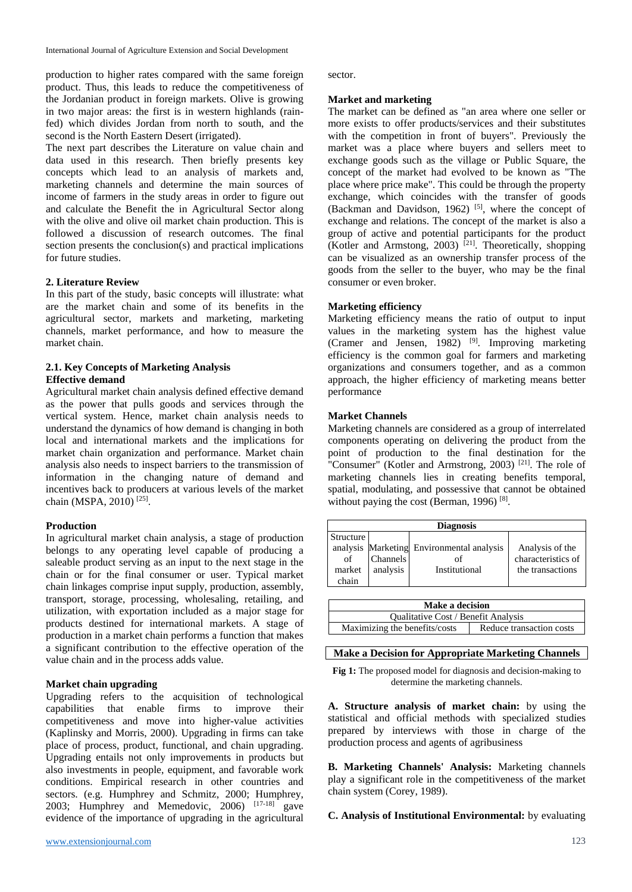production to higher rates compared with the same foreign product. Thus, this leads to reduce the competitiveness of the Jordanian product in foreign markets. Olive is growing in two major areas: the first is in western highlands (rain-fed) which divides Jordan from north to south, and the second is the North Eastern Desert (irrigated).

The next part describes the Literature on value chain and data used in this research. Then briefly presents key concepts which lead to an analysis of markets and, marketing channels and determine the main sources of income of farmers in the study areas in order to figure out and calculate the Benefit the in Agricultural Sector along with the olive and olive oil market chain production. This is followed a discussion of research outcomes. The final section presents the conclusion(s) and practical implications for future studies.

## 2. Literature Review

In this part of the study, basic concepts will illustrate: what are the market chain and some of its benefits in the agricultural sector, markets and marketing, marketing channels, market performance, and how to measure the market chain.

### 2.1. Key Concepts of Marketing Analysis

**Effective demand**

Agricultural market chain analysis defined effective demand as the power that pulls goods and services through the vertical system. Hence, market chain analysis needs to understand the dynamics of how demand is changing in both local and international markets and the implications for market chain organization and performance. Market chain analysis also needs to inspect barriers to the transmission of information in the changing nature of demand and incentives back to producers at various levels of the market chain (MSPA, 2010) [25].

**Production**

In agricultural market chain analysis, a stage of production belongs to any operating level capable of producing a saleable product serving as an input to the next stage in the chain or for the final consumer or user. Typical market chain linkages comprise input supply, production, assembly, transport, storage, processing, wholesaling, retailing, and utilization, with exportation included as a major stage for products destined for international markets. A stage of production in a market chain performs a function that makes a significant contribution to the effective operation of the value chain and in the process adds value.

**Market chain upgrading**

Upgrading refers to the acquisition of technological capabilities that enable firms to improve their competitiveness and move into higher-value activities (Kaplinsky and Morris, 2000). Upgrading in firms can take place of process, product, functional, and chain upgrading. Upgrading entails not only improvements in products but also investments in people, equipment, and favorable work conditions. Empirical research in other countries and sectors. (e.g. Humphrey and Schmitz, 2000; Humphrey, 2003; Humphrey and Memedovic, 2006) [17-18] gave evidence of the importance of upgrading in the agricultural sector.

**Market and marketing**

The market can be defined as "an area where one seller or more exists to offer products/services and their substitutes with the competition in front of buyers". Previously the market was a place where buyers and sellers meet to exchange goods such as the village or Public Square, the concept of the market had evolved to be known as "The place where price make". This could be through the property exchange, which coincides with the transfer of goods (Backman and Davidson, 1962) [5], where the concept of exchange and relations. The concept of the market is also a group of active and potential participants for the product (Kotler and Armstong, 2003) [21]. Theoretically, shopping can be visualized as an ownership transfer process of the goods from the seller to the buyer, who may be the final consumer or even broker.

**Marketing efficiency**

Marketing efficiency means the ratio of output to input values in the marketing system has the highest value (Cramer and Jensen, 1982) [9]. Improving marketing efficiency is the common goal for farmers and marketing organizations and consumers together, and as a common approach, the higher efficiency of marketing means better performance

**Market Channels**

Marketing channels are considered as a group of interrelated components operating on delivering the product from the point of production to the final destination for the "Consumer" (Kotler and Armstrong, 2003) [21]. The role of marketing channels lies in creating benefits temporal, spatial, modulating, and possessive that cannot be obtained without paying the cost (Berman, 1996) [8].

| Diagnosis | | | |
|---|---|---|---|
| Structure analysis of market chain | Marketing Channels analysis | Environmental analysis of Institutional | Analysis of the characteristics of the transactions |

| Make a decision | |
|---|---|
| Qualitative Cost / Benefit Analysis | |
| Maximizing the benefits/costs | Reduce transaction costs |

| Make a Decision for Appropriate Marketing Channels |
|---|

**Fig 1:** The proposed model for diagnosis and decision-making to determine the marketing channels.

**A. Structure analysis of market chain:** by using the statistical and official methods with specialized studies prepared by interviews with those in charge of the production process and agents of agribusiness

**B. Marketing Channels' Analysis:** Marketing channels play a significant role in the competitiveness of the market chain system (Corey, 1989).

**C. Analysis of Institutional Environmental:** by evaluating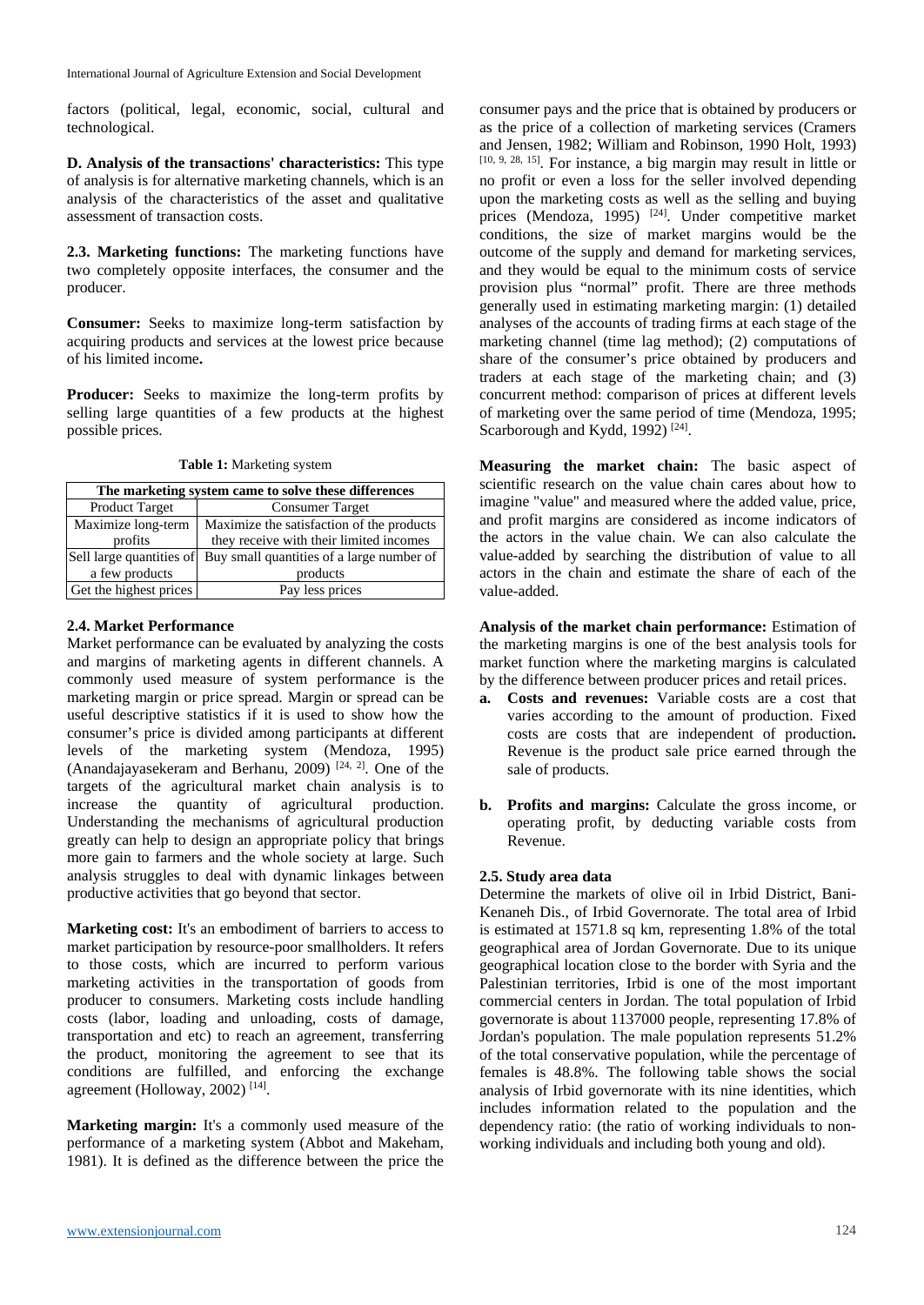factors (political, legal, economic, social, cultural and technological.

**D. Analysis of the transactions' characteristics:** This type of analysis is for alternative marketing channels, which is an analysis of the characteristics of the asset and qualitative assessment of transaction costs.

**2.3. Marketing functions:** The marketing functions have two completely opposite interfaces, the consumer and the producer.

**Consumer:** Seeks to maximize long-term satisfaction by acquiring products and services at the lowest price because of his limited income**.**

**Producer:** Seeks to maximize the long-term profits by selling large quantities of a few products at the highest possible prices.

**Table 1:** Marketing system

| The marketing system came to solve these differences | |
|---|---|
| Product Target | Consumer Target |
| Maximize long-term profits | Maximize the satisfaction of the products they receive with their limited incomes |
| Sell large quantities of a few products | Buy small quantities of a large number of products |
| Get the highest prices | Pay less prices |

**2.4. Market Performance**

Market performance can be evaluated by analyzing the costs and margins of marketing agents in different channels. A commonly used measure of system performance is the marketing margin or price spread. Margin or spread can be useful descriptive statistics if it is used to show how the consumer's price is divided among participants at different levels of the marketing system (Mendoza, 1995) (Anandajayasekeram and Berhanu, 2009) [24, 2]. One of the targets of the agricultural market chain analysis is to increase the quantity of agricultural production. Understanding the mechanisms of agricultural production greatly can help to design an appropriate policy that brings more gain to farmers and the whole society at large. Such analysis struggles to deal with dynamic linkages between productive activities that go beyond that sector.

**Marketing cost:** It's an embodiment of barriers to access to market participation by resource-poor smallholders. It refers to those costs, which are incurred to perform various marketing activities in the transportation of goods from producer to consumers. Marketing costs include handling costs (labor, loading and unloading, costs of damage, transportation and etc) to reach an agreement, transferring the product, monitoring the agreement to see that its conditions are fulfilled, and enforcing the exchange agreement (Holloway, 2002) [14].

**Marketing margin:** It's a commonly used measure of the performance of a marketing system (Abbot and Makeham, 1981). It is defined as the difference between the price the consumer pays and the price that is obtained by producers or as the price of a collection of marketing services (Cramers and Jensen, 1982; William and Robinson, 1990 Holt, 1993) [10, 9, 28, 15]. For instance, a big margin may result in little or no profit or even a loss for the seller involved depending upon the marketing costs as well as the selling and buying prices (Mendoza, 1995) [24]. Under competitive market conditions, the size of market margins would be the outcome of the supply and demand for marketing services, and they would be equal to the minimum costs of service provision plus "normal" profit. There are three methods generally used in estimating marketing margin: (1) detailed analyses of the accounts of trading firms at each stage of the marketing channel (time lag method); (2) computations of share of the consumer's price obtained by producers and traders at each stage of the marketing chain; and (3) concurrent method: comparison of prices at different levels of marketing over the same period of time (Mendoza, 1995; Scarborough and Kydd, 1992) [24].

**Measuring the market chain:** The basic aspect of scientific research on the value chain cares about how to imagine "value" and measured where the added value, price, and profit margins are considered as income indicators of the actors in the value chain. We can also calculate the value-added by searching the distribution of value to all actors in the chain and estimate the share of each of the value-added.

**Analysis of the market chain performance:** Estimation of the marketing margins is one of the best analysis tools for market function where the marketing margins is calculated by the difference between producer prices and retail prices.

- **a. Costs and revenues:** Variable costs are a cost that varies according to the amount of production. Fixed costs are costs that are independent of production**.** Revenue is the product sale price earned through the sale of products.
- **b. Profits and margins:** Calculate the gross income, or operating profit, by deducting variable costs from Revenue.

**2.5. Study area data**

Determine the markets of olive oil in Irbid District, Bani-Kenaneh Dis., of Irbid Governorate. The total area of Irbid is estimated at 1571.8 sq km, representing 1.8% of the total geographical area of Jordan Governorate. Due to its unique geographical location close to the border with Syria and the Palestinian territories, Irbid is one of the most important commercial centers in Jordan. The total population of Irbid governorate is about 1137000 people, representing 17.8% of Jordan's population. The male population represents 51.2% of the total conservative population, while the percentage of females is 48.8%. The following table shows the social analysis of Irbid governorate with its nine identities, which includes information related to the population and the dependency ratio: (the ratio of working individuals to non-working individuals and including both young and old).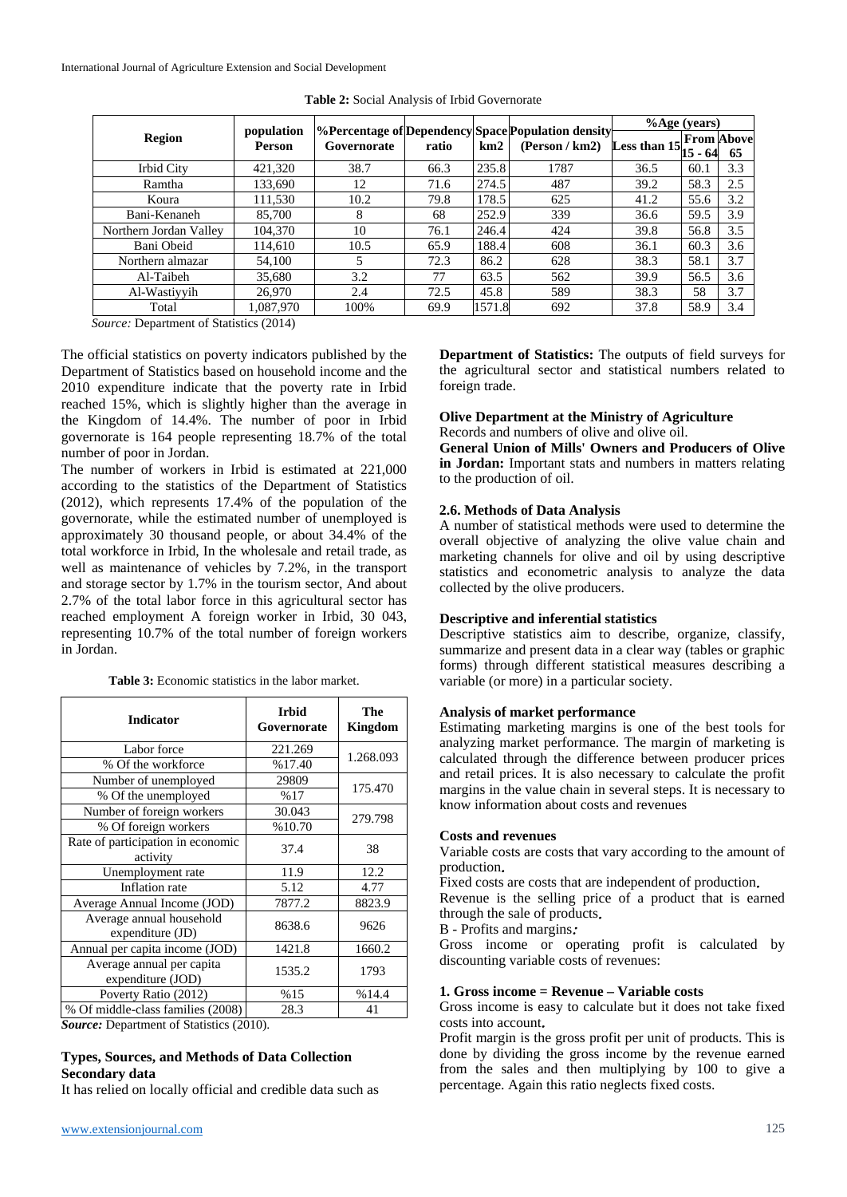**Table 2:** Social Analysis of Irbid Governorate

| Region | population Person | %Percentage of Governorate | Dependency ratio | Space km2 | Population density (Person / km2) | %Age (years) | | |
|---|---|---|---|---|---|---|---|---|
| | | | | | | Less than 15 | From 15 - 64 | Above 65 |
| Irbid City | 421,320 | 38.7 | 66.3 | 235.8 | 1787 | 36.5 | 60.1 | 3.3 |
| Ramtha | 133,690 | 12 | 71.6 | 274.5 | 487 | 39.2 | 58.3 | 2.5 |
| Koura | 111,530 | 10.2 | 79.8 | 178.5 | 625 | 41.2 | 55.6 | 3.2 |
| Bani-Kenaneh | 85,700 | 8 | 68 | 252.9 | 339 | 36.6 | 59.5 | 3.9 |
| Northern Jordan Valley | 104,370 | 10 | 76.1 | 246.4 | 424 | 39.8 | 56.8 | 3.5 |
| Bani Obeid | 114,610 | 10.5 | 65.9 | 188.4 | 608 | 36.1 | 60.3 | 3.6 |
| Northern almazar | 54,100 | 5 | 72.3 | 86.2 | 628 | 38.3 | 58.1 | 3.7 |
| Al-Taibeh | 35,680 | 3.2 | 77 | 63.5 | 562 | 39.9 | 56.5 | 3.6 |
| Al-Wastiyyih | 26,970 | 2.4 | 72.5 | 45.8 | 589 | 38.3 | 58 | 3.7 |
| Total | 1,087,970 | 100% | 69.9 | 1571.8 | 692 | 37.8 | 58.9 | 3.4 |

*Source:* Department of Statistics (2014)

The official statistics on poverty indicators published by the Department of Statistics based on household income and the 2010 expenditure indicate that the poverty rate in Irbid reached 15%, which is slightly higher than the average in the Kingdom of 14.4%. The number of poor in Irbid governorate is 164 people representing 18.7% of the total number of poor in Jordan.

The number of workers in Irbid is estimated at 221,000 according to the statistics of the Department of Statistics (2012), which represents 17.4% of the population of the governorate, while the estimated number of unemployed is approximately 30 thousand people, or about 34.4% of the total workforce in Irbid, In the wholesale and retail trade, as well as maintenance of vehicles by 7.2%, in the transport and storage sector by 1.7% in the tourism sector, And about 2.7% of the total labor force in this agricultural sector has reached employment A foreign worker in Irbid, 30 043, representing 10.7% of the total number of foreign workers in Jordan.

**Table 3:** Economic statistics in the labor market.

| Indicator | Irbid Governorate | The Kingdom |
|---|---|---|
| Labor force | 221.269 | 1.268.093 |
| % Of the workforce | %17.40 | |
| Number of unemployed | 29809 | 175.470 |
| % Of the unemployed | %17 | |
| Number of foreign workers | 30.043 | 279.798 |
| % Of foreign workers | %10.70 | |
| Rate of participation in economic activity | 37.4 | 38 |
| Unemployment rate | 11.9 | 12.2 |
| Inflation rate | 5.12 | 4.77 |
| Average Annual Income (JOD) | 7877.2 | 8823.9 |
| Average annual household expenditure (JD) | 8638.6 | 9626 |
| Annual per capita income (JOD) | 1421.8 | 1660.2 |
| Average annual per capita expenditure (JOD) | 1535.2 | 1793 |
| Poverty Ratio (2012) | %15 | %14.4 |
| % Of middle-class families (2008) | 28.3 | 41 |

***Source:*** Department of Statistics (2010).

### Types, Sources, and Methods of Data Collection

**Secondary data**

It has relied on locally official and credible data such as

**Department of Statistics:** The outputs of field surveys for the agricultural sector and statistical numbers related to foreign trade.

**Olive Department at the Ministry of Agriculture**

Records and numbers of olive and olive oil.

**General Union of Mills' Owners and Producers of Olive in Jordan:** Important stats and numbers in matters relating to the production of oil.

### 2.6. Methods of Data Analysis

A number of statistical methods were used to determine the overall objective of analyzing the olive value chain and marketing channels for olive and oil by using descriptive statistics and econometric analysis to analyze the data collected by the olive producers.

**Descriptive and inferential statistics**

Descriptive statistics aim to describe, organize, classify, summarize and present data in a clear way (tables or graphic forms) through different statistical measures describing a variable (or more) in a particular society.

**Analysis of market performance**

Estimating marketing margins is one of the best tools for analyzing market performance. The margin of marketing is calculated through the difference between producer prices and retail prices. It is also necessary to calculate the profit margins in the value chain in several steps. It is necessary to know information about costs and revenues

**Costs and revenues**

Variable costs are costs that vary according to the amount of production.

Fixed costs are costs that are independent of production.

Revenue is the selling price of a product that is earned through the sale of products.

B - Profits and margins:

Gross income or operating profit is calculated by discounting variable costs of revenues:

**1. Gross income = Revenue – Variable costs**

Gross income is easy to calculate but it does not take fixed costs into account.

Profit margin is the gross profit per unit of products. This is done by dividing the gross income by the revenue earned from the sales and then multiplying by 100 to give a percentage. Again this ratio neglects fixed costs.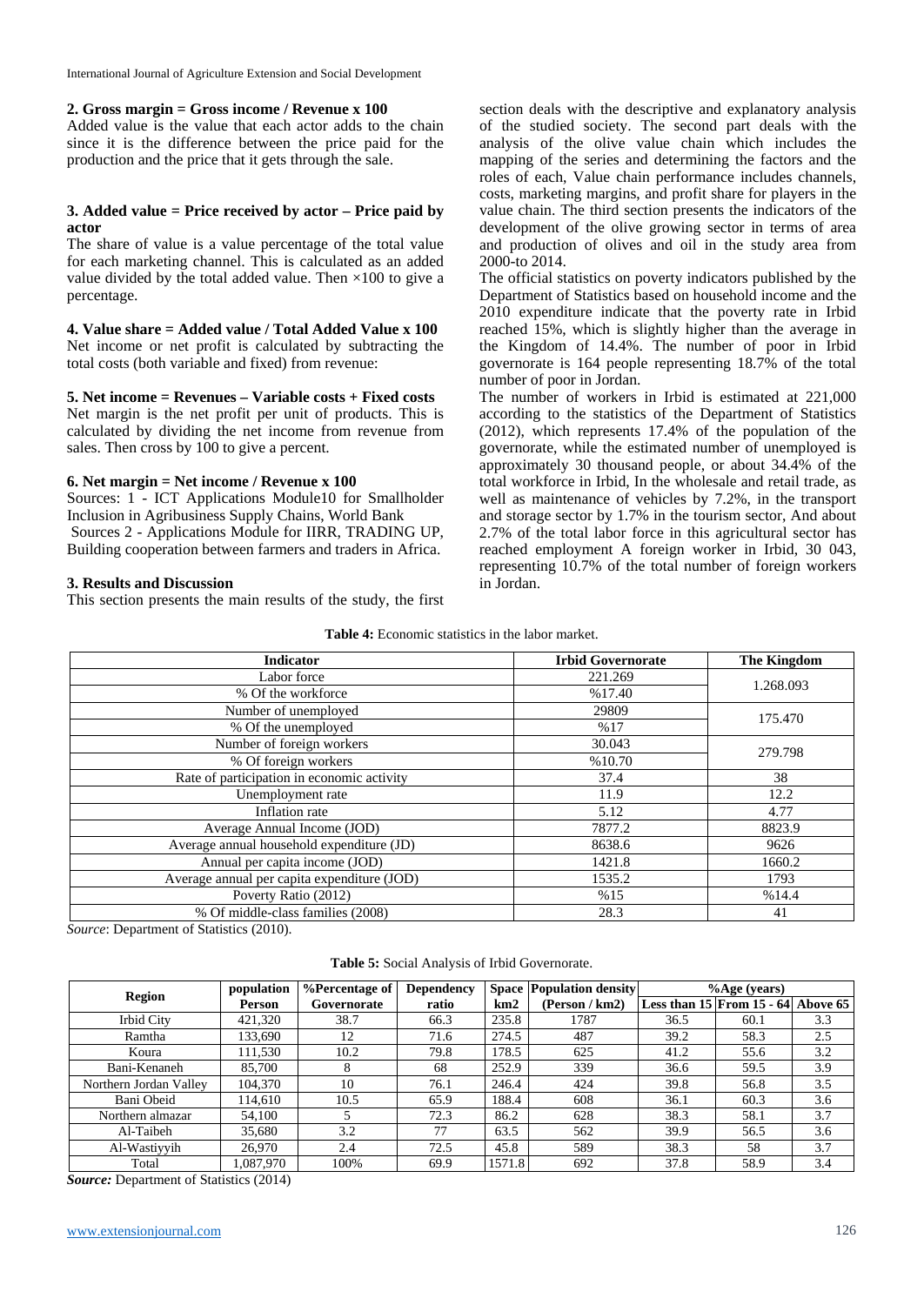**2. Gross margin = Gross income / Revenue x 100**

Added value is the value that each actor adds to the chain since it is the difference between the price paid for the production and the price that it gets through the sale.

**3. Added value = Price received by actor – Price paid by actor**

The share of value is a value percentage of the total value for each marketing channel. This is calculated as an added value divided by the total added value. Then ×100 to give a percentage.

**4. Value share = Added value / Total Added Value x 100**

Net income or net profit is calculated by subtracting the total costs (both variable and fixed) from revenue:

**5. Net income = Revenues – Variable costs + Fixed costs**

Net margin is the net profit per unit of products. This is calculated by dividing the net income from revenue from sales. Then cross by 100 to give a percent.

**6. Net margin = Net income / Revenue x 100**

Sources: 1 - ICT Applications Module10 for Smallholder Inclusion in Agribusiness Supply Chains, World Bank

Sources 2 - Applications Module for IIRR, TRADING UP, Building cooperation between farmers and traders in Africa.

## 3. Results and Discussion

This section presents the main results of the study, the first section deals with the descriptive and explanatory analysis of the studied society. The second part deals with the analysis of the olive value chain which includes the mapping of the series and determining the factors and the roles of each, Value chain performance includes channels, costs, marketing margins, and profit share for players in the value chain. The third section presents the indicators of the development of the olive growing sector in terms of area and production of olives and oil in the study area from 2000-to 2014.

The official statistics on poverty indicators published by the Department of Statistics based on household income and the 2010 expenditure indicate that the poverty rate in Irbid reached 15%, which is slightly higher than the average in the Kingdom of 14.4%. The number of poor in Irbid governorate is 164 people representing 18.7% of the total number of poor in Jordan.

The number of workers in Irbid is estimated at 221,000 according to the statistics of the Department of Statistics (2012), which represents 17.4% of the population of the governorate, while the estimated number of unemployed is approximately 30 thousand people, or about 34.4% of the total workforce in Irbid, In the wholesale and retail trade, as well as maintenance of vehicles by 7.2%, in the transport and storage sector by 1.7% in the tourism sector, And about 2.7% of the total labor force in this agricultural sector has reached employment A foreign worker in Irbid, 30 043, representing 10.7% of the total number of foreign workers in Jordan.

**Table 4:** Economic statistics in the labor market.

| Indicator | Irbid Governorate | The Kingdom |
|---|---|---|
| Labor force | 221.269 | 1.268.093 |
| % Of the workforce | %17.40 | |
| Number of unemployed | 29809 | 175.470 |
| % Of the unemployed | %17 | |
| Number of foreign workers | 30.043 | 279.798 |
| % Of foreign workers | %10.70 | |
| Rate of participation in economic activity | 37.4 | 38 |
| Unemployment rate | 11.9 | 12.2 |
| Inflation rate | 5.12 | 4.77 |
| Average Annual Income (JOD) | 7877.2 | 8823.9 |
| Average annual household expenditure (JD) | 8638.6 | 9626 |
| Annual per capita income (JOD) | 1421.8 | 1660.2 |
| Average annual per capita expenditure (JOD) | 1535.2 | 1793 |
| Poverty Ratio (2012) | %15 | %14.4 |
| % Of middle-class families (2008) | 28.3 | 41 |

*Source*: Department of Statistics (2010).

**Table 5:** Social Analysis of Irbid Governorate.

| Region | population Person | %Percentage of Governorate | Dependency ratio | Space km2 | Population density (Person / km2) | %Age (years) Less than 15 | From 15 - 64 | Above 65 |
|---|---|---|---|---|---|---|---|---|
| Irbid City | 421,320 | 38.7 | 66.3 | 235.8 | 1787 | 36.5 | 60.1 | 3.3 |
| Ramtha | 133,690 | 12 | 71.6 | 274.5 | 487 | 39.2 | 58.3 | 2.5 |
| Koura | 111,530 | 10.2 | 79.8 | 178.5 | 625 | 41.2 | 55.6 | 3.2 |
| Bani-Kenaneh | 85,700 | 8 | 68 | 252.9 | 339 | 36.6 | 59.5 | 3.9 |
| Northern Jordan Valley | 104,370 | 10 | 76.1 | 246.4 | 424 | 39.8 | 56.8 | 3.5 |
| Bani Obeid | 114,610 | 10.5 | 65.9 | 188.4 | 608 | 36.1 | 60.3 | 3.6 |
| Northern almazar | 54,100 | 5 | 72.3 | 86.2 | 628 | 38.3 | 58.1 | 3.7 |
| Al-Taibeh | 35,680 | 3.2 | 77 | 63.5 | 562 | 39.9 | 56.5 | 3.6 |
| Al-Wastiyyih | 26,970 | 2.4 | 72.5 | 45.8 | 589 | 38.3 | 58 | 3.7 |
| Total | 1,087,970 | 100% | 69.9 | 1571.8 | 692 | 37.8 | 58.9 | 3.4 |

***Source:*** Department of Statistics (2014)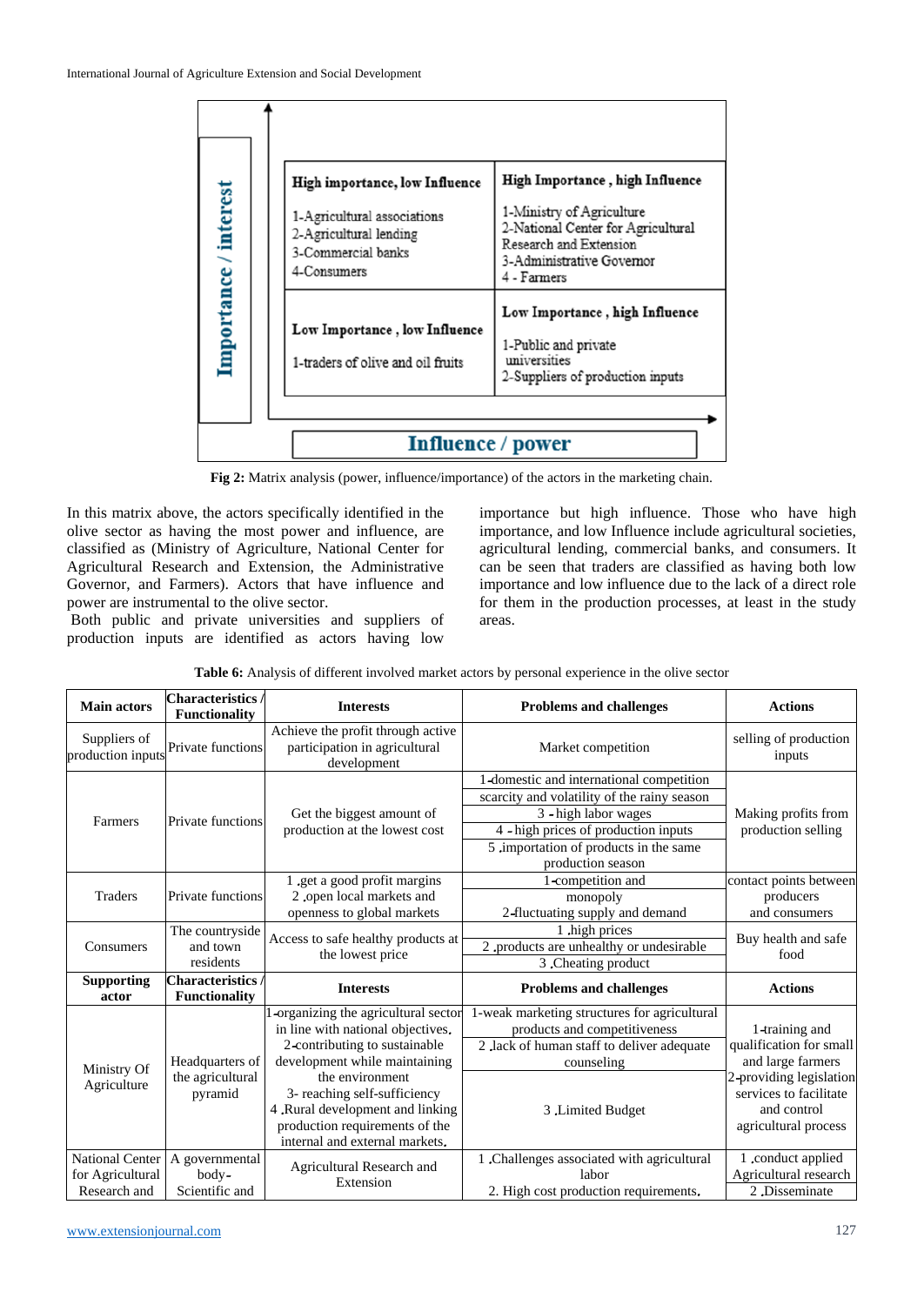| Importance / interest | |
|---|---|
| **High importance, low Influence**<br>1-Agricultural associations<br>2-Agricultural lending<br>3-Commercial banks<br>4-Consumers | **High Importance , high Influence**<br>1-Ministry of Agriculture<br>2-National Center for Agricultural Research and Extension<br>3-Administrative Governor<br>4 - Farmers |
| **Low Importance , low Influence**<br>1-traders of olive and oil fruits | **Low Importance , high Influence**<br>1-Public and private universities<br>2-Suppliers of production inputs |
| | **Influence / power** |

**Fig 2:** Matrix analysis (power, influence/importance) of the actors in the marketing chain.

In this matrix above, the actors specifically identified in the olive sector as having the most power and influence, are classified as (Ministry of Agriculture, National Center for Agricultural Research and Extension, the Administrative Governor, and Farmers). Actors that have influence and power are instrumental to the olive sector.

Both public and private universities and suppliers of production inputs are identified as actors having low importance but high influence. Those who have high importance, and low Influence include agricultural societies, agricultural lending, commercial banks, and consumers. It can be seen that traders are classified as having both low importance and low influence due to the lack of a direct role for them in the production processes, at least in the study areas.

**Table 6:** Analysis of different involved market actors by personal experience in the olive sector

| Main actors | Characteristics / Functionality | Interests | Problems and challenges | Actions |
|---|---|---|---|---|
| Suppliers of production inputs | Private functions | Achieve the profit through active participation in agricultural development | Market competition | selling of production inputs |
| Farmers | Private functions | Get the biggest amount of production at the lowest cost | 1-domestic and international competition<br>scarcity and volatility of the rainy season<br>3 - high labor wages<br>4 - high prices of production inputs<br>5 .importation of products in the same production season | Making profits from production selling |
| Traders | Private functions | 1 .get a good profit margins<br>2 .open local markets and openness to global markets | 1-competition and monopoly<br>2-fluctuating supply and demand | contact points between producers and consumers |
| Consumers | The countryside and town residents | Access to safe healthy products at the lowest price | 1 .high prices<br>2 .products are unhealthy or undesirable<br>3 .Cheating product | Buy health and safe food |
| **Supporting actor** | **Characteristics / Functionality** | **Interests** | **Problems and challenges** | **Actions** |
| Ministry Of Agriculture | Headquarters of the agricultural pyramid | 1-organizing the agricultural sector in line with national objectives.<br>2-contributing to sustainable development while maintaining the environment<br>3- reaching self-sufficiency<br>4 .Rural development and linking production requirements of the internal and external markets. | 1-weak marketing structures for agricultural products and competitiveness<br>2 .lack of human staff to deliver adequate counseling<br>3 .Limited Budget | 1-training and qualification for small and large farmers<br>2-providing legislation services to facilitate and control agricultural process |
| National Center for Agricultural Research and | A governmental body- Scientific and | Agricultural Research and Extension | 1 .Challenges associated with agricultural labor<br>2. High cost production requirements. | 1 .conduct applied Agricultural research<br>2 .Disseminate |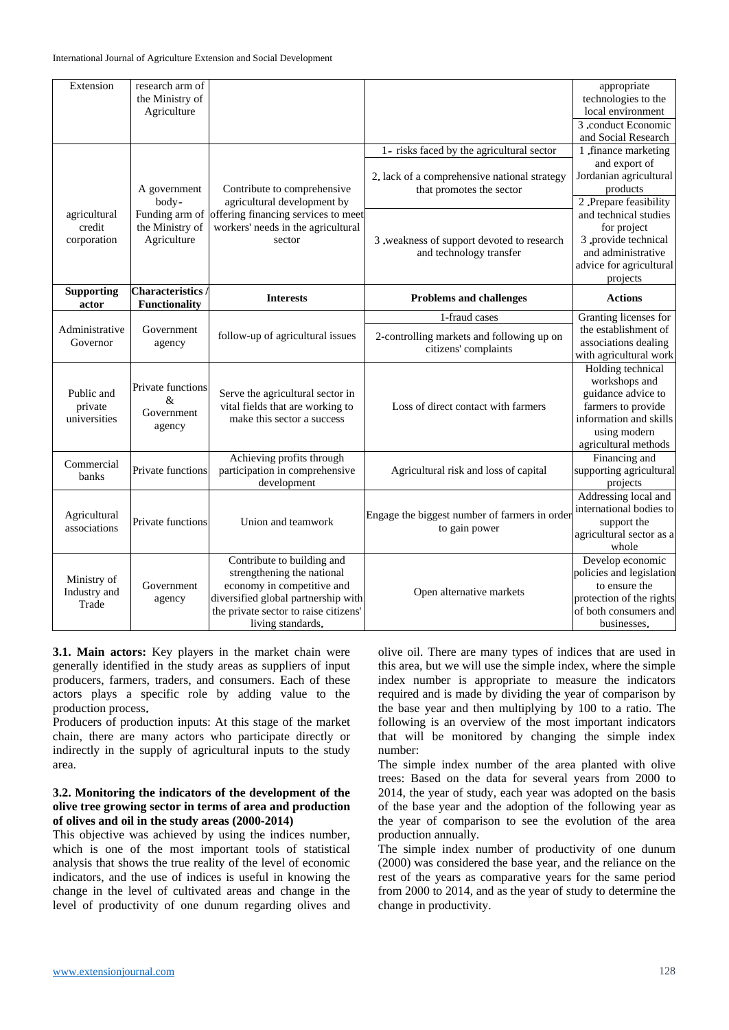| Extension | research arm of the Ministry of Agriculture | | | appropriate technologies to the local environment<br>3 .conduct Economic and Social Research |
|---|---|---|---|---|
| agricultural credit corporation | A government body- Funding arm of the Ministry of Agriculture | Contribute to comprehensive agricultural development by offering financing services to meet workers' needs in the agricultural sector | 1- risks faced by the agricultural sector<br>2. lack of a comprehensive national strategy that promotes the sector<br>3 .weakness of support devoted to research and technology transfer | 1 .finance marketing and export of Jordanian agricultural products<br>2 .Prepare feasibility and technical studies for project<br>3 .provide technical and administrative advice for agricultural projects |
| **Supporting actor** | **Characteristics / Functionality** | **Interests** | **Problems and challenges** | **Actions** |
| Administrative Governor | Government agency | follow-up of agricultural issues | 1-fraud cases<br>2-controlling markets and following up on citizens' complaints | Granting licenses for the establishment of associations dealing with agricultural work |
| Public and private universities | Private functions & Government agency | Serve the agricultural sector in vital fields that are working to make this sector a success | Loss of direct contact with farmers | Holding technical workshops and guidance advice to farmers to provide information and skills using modern agricultural methods |
| Commercial banks | Private functions | Achieving profits through participation in comprehensive development | Agricultural risk and loss of capital | Financing and supporting agricultural projects |
| Agricultural associations | Private functions | Union and teamwork | Engage the biggest number of farmers in order to gain power | Addressing local and international bodies to support the agricultural sector as a whole |
| Ministry of Industry and Trade | Government agency | Contribute to building and strengthening the national economy in competitive and diversified global partnership with the private sector to raise citizens' living standards. | Open alternative markets | Develop economic policies and legislation to ensure the protection of the rights of both consumers and businesses. |

**3.1. Main actors:** Key players in the market chain were generally identified in the study areas as suppliers of input producers, farmers, traders, and consumers. Each of these actors plays a specific role by adding value to the production process.

Producers of production inputs: At this stage of the market chain, there are many actors who participate directly or indirectly in the supply of agricultural inputs to the study area.

### 3.2. Monitoring the indicators of the development of the olive tree growing sector in terms of area and production of olives and oil in the study areas (2000-2014)

This objective was achieved by using the indices number, which is one of the most important tools of statistical analysis that shows the true reality of the level of economic indicators, and the use of indices is useful in knowing the change in the level of cultivated areas and change in the level of productivity of one dunum regarding olives and olive oil. There are many types of indices that are used in this area, but we will use the simple index, where the simple index number is appropriate to measure the indicators required and is made by dividing the year of comparison by the base year and then multiplying by 100 to a ratio. The following is an overview of the most important indicators that will be monitored by changing the simple index number:

The simple index number of the area planted with olive trees: Based on the data for several years from 2000 to 2014, the year of study, each year was adopted on the basis of the base year and the adoption of the following year as the year of comparison to see the evolution of the area production annually.

The simple index number of productivity of one dunum (2000) was considered the base year, and the reliance on the rest of the years as comparative years for the same period from 2000 to 2014, and as the year of study to determine the change in productivity.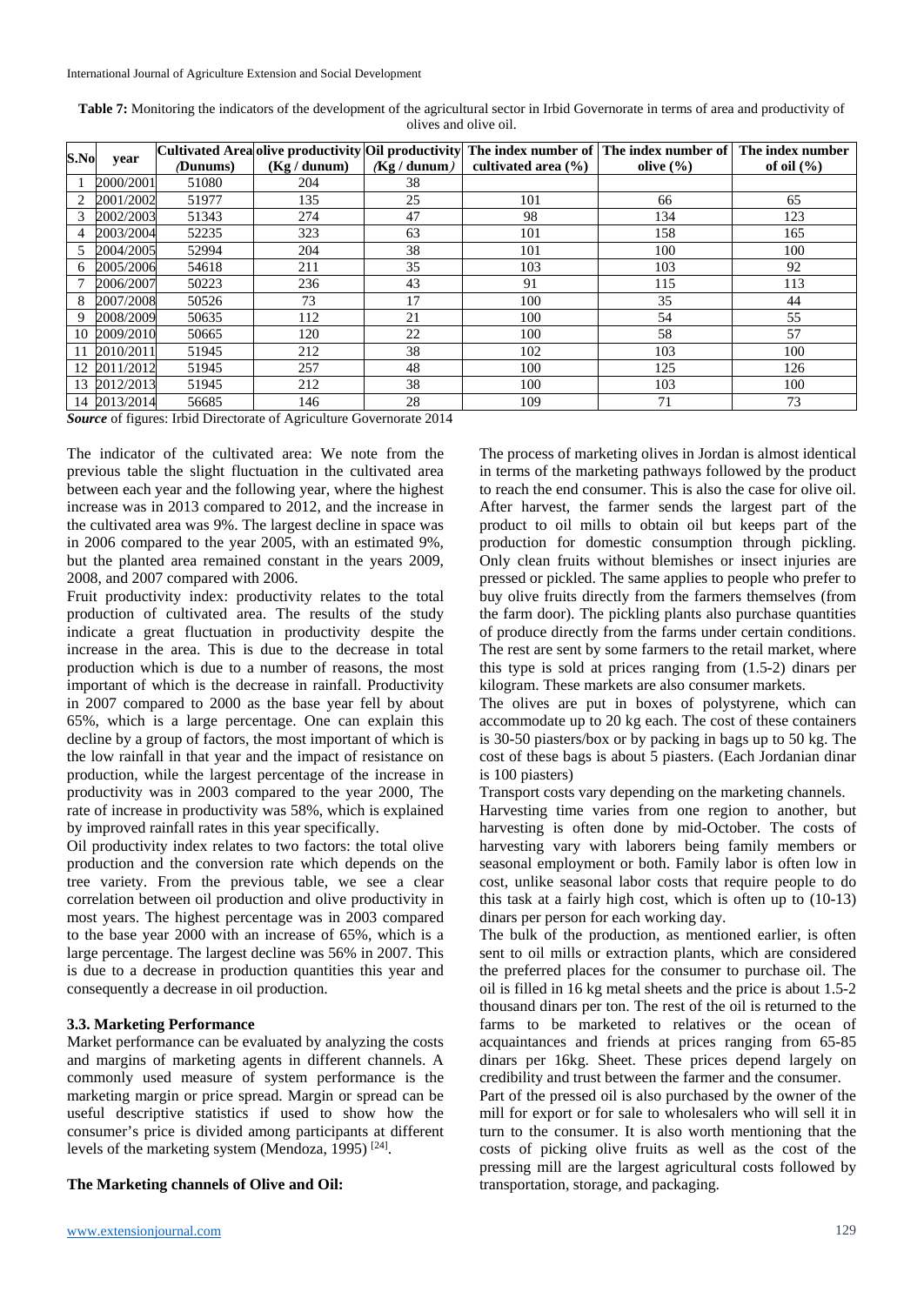**Table 7:** Monitoring the indicators of the development of the agricultural sector in Irbid Governorate in terms of area and productivity of olives and olive oil.

| S.No | year | Cultivated Area (Dunums) | olive productivity (Kg / dunum) | Oil productivity (Kg / dunum) | The index number of cultivated area (%) | The index number of olive (%) | The index number of oil (%) |
|---|---|---|---|---|---|---|---|
| 1 | 2000/2001 | 51080 | 204 | 38 | | | |
| 2 | 2001/2002 | 51977 | 135 | 25 | 101 | 66 | 65 |
| 3 | 2002/2003 | 51343 | 274 | 47 | 98 | 134 | 123 |
| 4 | 2003/2004 | 52235 | 323 | 63 | 101 | 158 | 165 |
| 5 | 2004/2005 | 52994 | 204 | 38 | 101 | 100 | 100 |
| 6 | 2005/2006 | 54618 | 211 | 35 | 103 | 103 | 92 |
| 7 | 2006/2007 | 50223 | 236 | 43 | 91 | 115 | 113 |
| 8 | 2007/2008 | 50526 | 73 | 17 | 100 | 35 | 44 |
| 9 | 2008/2009 | 50635 | 112 | 21 | 100 | 54 | 55 |
| 10 | 2009/2010 | 50665 | 120 | 22 | 100 | 58 | 57 |
| 11 | 2010/2011 | 51945 | 212 | 38 | 102 | 103 | 100 |
| 12 | 2011/2012 | 51945 | 257 | 48 | 100 | 125 | 126 |
| 13 | 2012/2013 | 51945 | 212 | 38 | 100 | 103 | 100 |
| 14 | 2013/2014 | 56685 | 146 | 28 | 109 | 71 | 73 |

***Source*** of figures: Irbid Directorate of Agriculture Governorate 2014

The indicator of the cultivated area: We note from the previous table the slight fluctuation in the cultivated area between each year and the following year, where the highest increase was in 2013 compared to 2012, and the increase in the cultivated area was 9%. The largest decline in space was in 2006 compared to the year 2005, with an estimated 9%, but the planted area remained constant in the years 2009, 2008, and 2007 compared with 2006.

Fruit productivity index: productivity relates to the total production of cultivated area. The results of the study indicate a great fluctuation in productivity despite the increase in the area. This is due to the decrease in total production which is due to a number of reasons, the most important of which is the decrease in rainfall. Productivity in 2007 compared to 2000 as the base year fell by about 65%, which is a large percentage. One can explain this decline by a group of factors, the most important of which is the low rainfall in that year and the impact of resistance on production, while the largest percentage of the increase in productivity was in 2003 compared to the year 2000, The rate of increase in productivity was 58%, which is explained by improved rainfall rates in this year specifically.

Oil productivity index relates to two factors: the total olive production and the conversion rate which depends on the tree variety. From the previous table, we see a clear correlation between oil production and olive productivity in most years. The highest percentage was in 2003 compared to the base year 2000 with an increase of 65%, which is a large percentage. The largest decline was 56% in 2007. This is due to a decrease in production quantities this year and consequently a decrease in oil production.

### 3.3. Marketing Performance

Market performance can be evaluated by analyzing the costs and margins of marketing agents in different channels. A commonly used measure of system performance is the marketing margin or price spread. Margin or spread can be useful descriptive statistics if used to show how the consumer's price is divided among participants at different levels of the marketing system (Mendoza, 1995) [24].

**The Marketing channels of Olive and Oil:**

The process of marketing olives in Jordan is almost identical in terms of the marketing pathways followed by the product to reach the end consumer. This is also the case for olive oil. After harvest, the farmer sends the largest part of the product to oil mills to obtain oil but keeps part of the production for domestic consumption through pickling. Only clean fruits without blemishes or insect injuries are pressed or pickled. The same applies to people who prefer to buy olive fruits directly from the farmers themselves (from the farm door). The pickling plants also purchase quantities of produce directly from the farms under certain conditions. The rest are sent by some farmers to the retail market, where this type is sold at prices ranging from (1.5-2) dinars per kilogram. These markets are also consumer markets.

The olives are put in boxes of polystyrene, which can accommodate up to 20 kg each. The cost of these containers is 30-50 piasters/box or by packing in bags up to 50 kg. The cost of these bags is about 5 piasters. (Each Jordanian dinar is 100 piasters)

Transport costs vary depending on the marketing channels.

Harvesting time varies from one region to another, but harvesting is often done by mid-October. The costs of harvesting vary with laborers being family members or seasonal employment or both. Family labor is often low in cost, unlike seasonal labor costs that require people to do this task at a fairly high cost, which is often up to (10-13) dinars per person for each working day.

The bulk of the production, as mentioned earlier, is often sent to oil mills or extraction plants, which are considered the preferred places for the consumer to purchase oil. The oil is filled in 16 kg metal sheets and the price is about 1.5-2 thousand dinars per ton. The rest of the oil is returned to the farms to be marketed to relatives or the ocean of acquaintances and friends at prices ranging from 65-85 dinars per 16kg. Sheet. These prices depend largely on credibility and trust between the farmer and the consumer.

Part of the pressed oil is also purchased by the owner of the mill for export or for sale to wholesalers who will sell it in turn to the consumer. It is also worth mentioning that the costs of picking olive fruits as well as the cost of the pressing mill are the largest agricultural costs followed by transportation, storage, and packaging.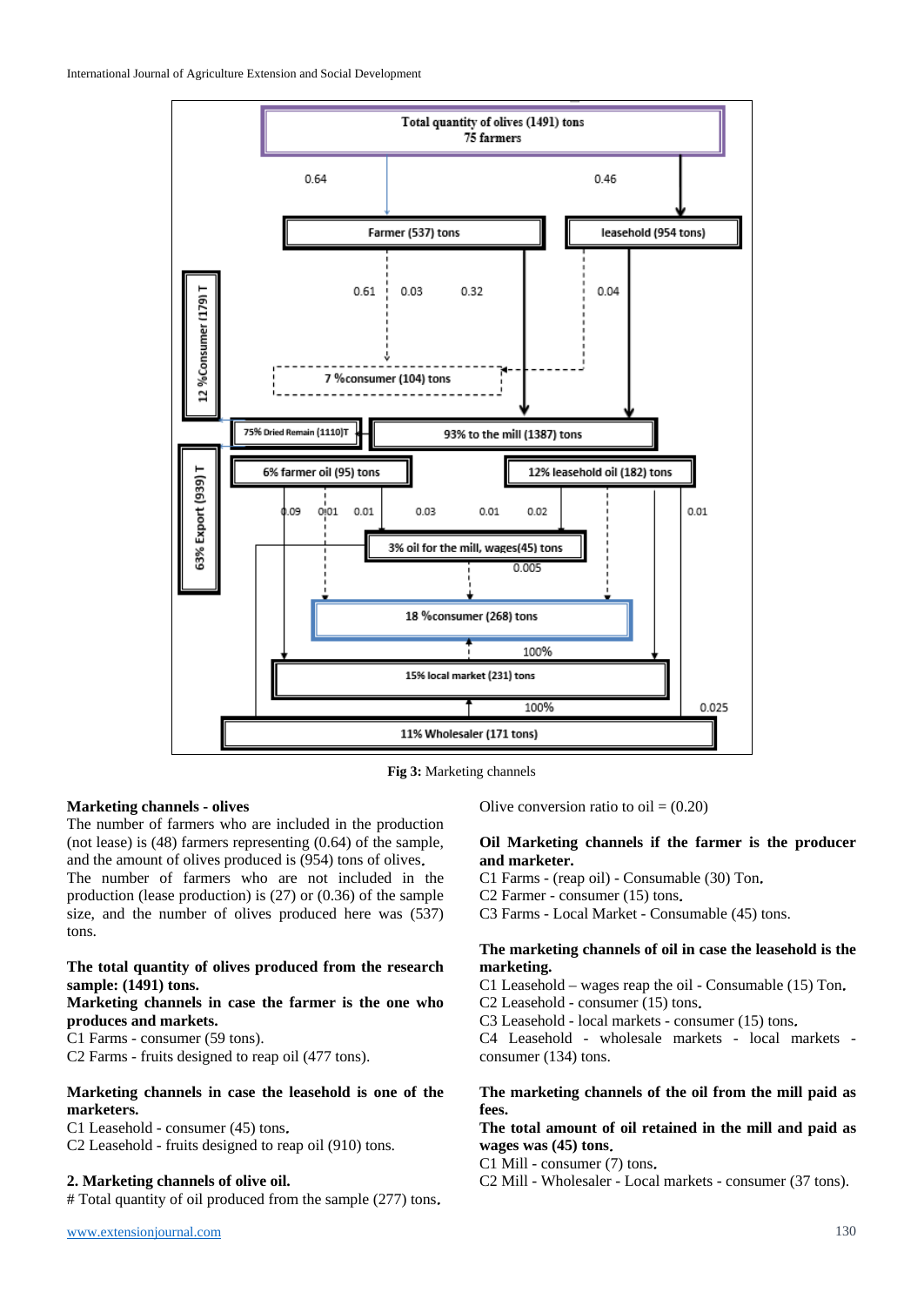Fig 3: Marketing channels

**Marketing channels - olives**

The number of farmers who are included in the production (not lease) is (48) farmers representing (0.64) of the sample, and the amount of olives produced is (954) tons of olives.

The number of farmers who are not included in the production (lease production) is (27) or (0.36) of the sample size, and the number of olives produced here was (537) tons.

**The total quantity of olives produced from the research sample: (1491) tons.**

**Marketing channels in case the farmer is the one who produces and markets.**

C1 Farms - consumer (59 tons).

C2 Farms - fruits designed to reap oil (477 tons).

**Marketing channels in case the leasehold is one of the marketers.**

C1 Leasehold - consumer (45) tons.

C2 Leasehold - fruits designed to reap oil (910) tons.

**2. Marketing channels of olive oil.**

# Total quantity of oil produced from the sample (277) tons.

Olive conversion ratio to oil = (0.20)

**Oil Marketing channels if the farmer is the producer and marketer.**

C1 Farms - (reap oil) - Consumable (30) Ton.

C2 Farmer - consumer (15) tons.

C3 Farms - Local Market - Consumable (45) tons.

**The marketing channels of oil in case the leasehold is the marketing.**

C1 Leasehold – wages reap the oil - Consumable (15) Ton.

C2 Leasehold - consumer (15) tons.

C3 Leasehold - local markets - consumer (15) tons.

C4 Leasehold - wholesale markets - local markets - consumer (134) tons.

**The marketing channels of the oil from the mill paid as fees.**

**The total amount of oil retained in the mill and paid as wages was (45) tons.**

C1 Mill - consumer (7) tons.

C2 Mill - Wholesaler - Local markets - consumer (37 tons).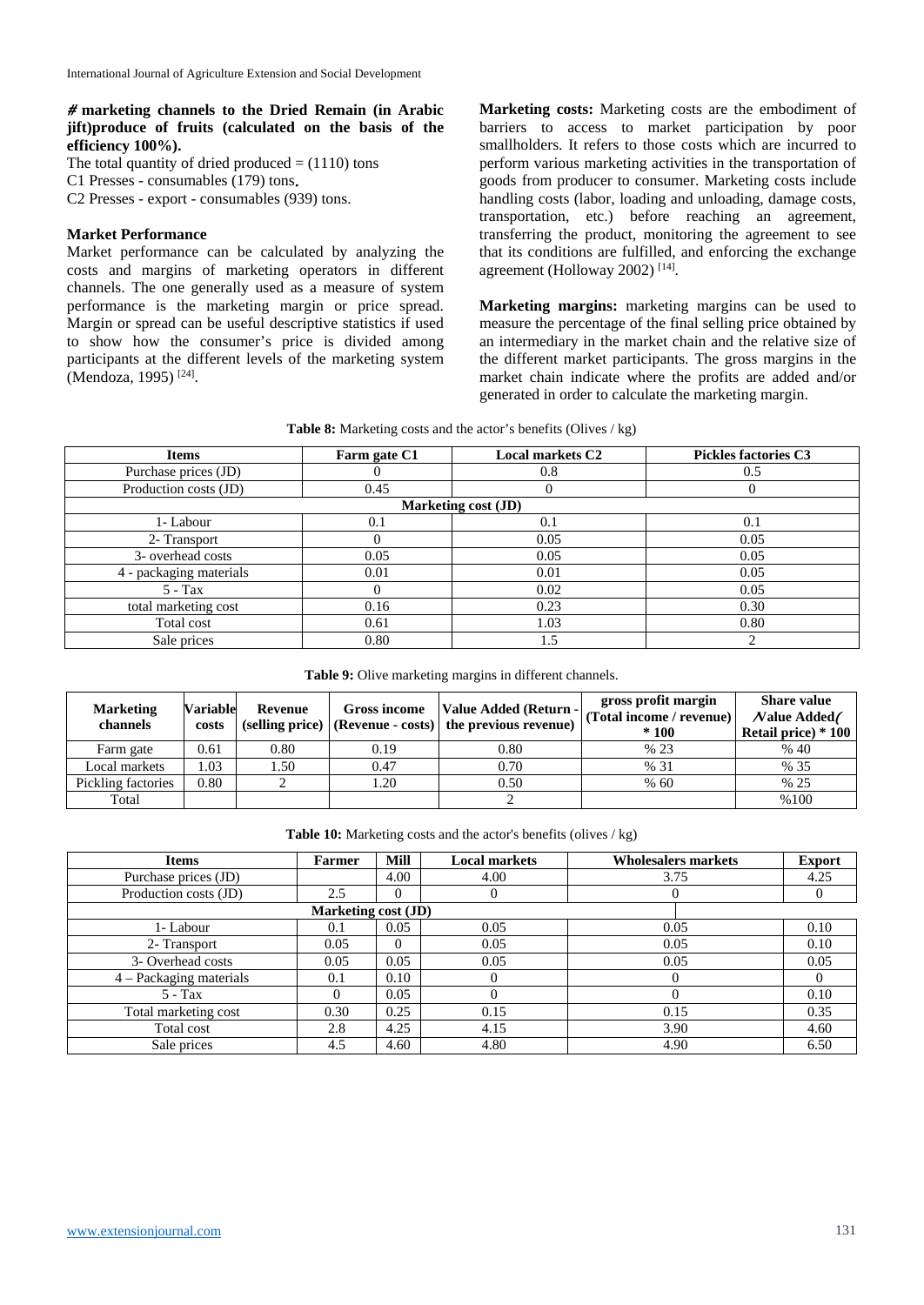**# marketing channels to the Dried Remain (in Arabic jift)produce of fruits (calculated on the basis of the efficiency 100%).**

The total quantity of dried produced = (1110) tons

C1 Presses - consumables (179) tons.

C2 Presses - export - consumables (939) tons.

### Market Performance

Market performance can be calculated by analyzing the costs and margins of marketing operators in different channels. The one generally used as a measure of system performance is the marketing margin or price spread. Margin or spread can be useful descriptive statistics if used to show how the consumer's price is divided among participants at the different levels of the marketing system (Mendoza, 1995) [24].

**Marketing costs:** Marketing costs are the embodiment of barriers to access to market participation by poor smallholders. It refers to those costs which are incurred to perform various marketing activities in the transportation of goods from producer to consumer. Marketing costs include handling costs (labor, loading and unloading, damage costs, transportation, etc.) before reaching an agreement, transferring the product, monitoring the agreement to see that its conditions are fulfilled, and enforcing the exchange agreement (Holloway 2002) [14].

**Marketing margins:** marketing margins can be used to measure the percentage of the final selling price obtained by an intermediary in the market chain and the relative size of the different market participants. The gross margins in the market chain indicate where the profits are added and/or generated in order to calculate the marketing margin.

**Table 8:** Marketing costs and the actor's benefits (Olives / kg)

| Items | Farm gate C1 | Local markets C2 | Pickles factories C3 |
|---|---|---|---|
| Purchase prices (JD) | 0 | 0.8 | 0.5 |
| Production costs (JD) | 0.45 | 0 | 0 |
| Marketing cost (JD) | | | |
| 1- Labour | 0.1 | 0.1 | 0.1 |
| 2- Transport | 0 | 0.05 | 0.05 |
| 3- overhead costs | 0.05 | 0.05 | 0.05 |
| 4 - packaging materials | 0.01 | 0.01 | 0.05 |
| 5 - Tax | 0 | 0.02 | 0.05 |
| total marketing cost | 0.16 | 0.23 | 0.30 |
| Total cost | 0.61 | 1.03 | 0.80 |
| Sale prices | 0.80 | 1.5 | 2 |

**Table 9:** Olive marketing margins in different channels.

| Marketing channels | Variable costs | Revenue (selling price) | Gross income (Revenue - costs) | Value Added (Return - the previous revenue) | gross profit margin (Total income / revenue) * 100 | Share value (Value Added / Retail price) * 100 |
|---|---|---|---|---|---|---|
| Farm gate | 0.61 | 0.80 | 0.19 | 0.80 | % 23 | % 40 |
| Local markets | 1.03 | 1.50 | 0.47 | 0.70 | % 31 | % 35 |
| Pickling factories | 0.80 | 2 | 1.20 | 0.50 | % 60 | % 25 |
| Total | | | | 2 | | %100 |

**Table 10:** Marketing costs and the actor's benefits (olives / kg)

| Items | Farmer | Mill | Local markets | Wholesalers markets | Export |
|---|---|---|---|---|---|
| Purchase prices (JD) | | 4.00 | 4.00 | 3.75 | 4.25 |
| Production costs (JD) | 2.5 | 0 | 0 | 0 | 0 |
| Marketing cost (JD) | | | | | |
| 1- Labour | 0.1 | 0.05 | 0.05 | 0.05 | 0.10 |
| 2- Transport | 0.05 | 0 | 0.05 | 0.05 | 0.10 |
| 3- Overhead costs | 0.05 | 0.05 | 0.05 | 0.05 | 0.05 |
| 4 – Packaging materials | 0.1 | 0.10 | 0 | 0 | 0 |
| 5 - Tax | 0 | 0.05 | 0 | 0 | 0.10 |
| Total marketing cost | 0.30 | 0.25 | 0.15 | 0.15 | 0.35 |
| Total cost | 2.8 | 4.25 | 4.15 | 3.90 | 4.60 |
| Sale prices | 4.5 | 4.60 | 4.80 | 4.90 | 6.50 |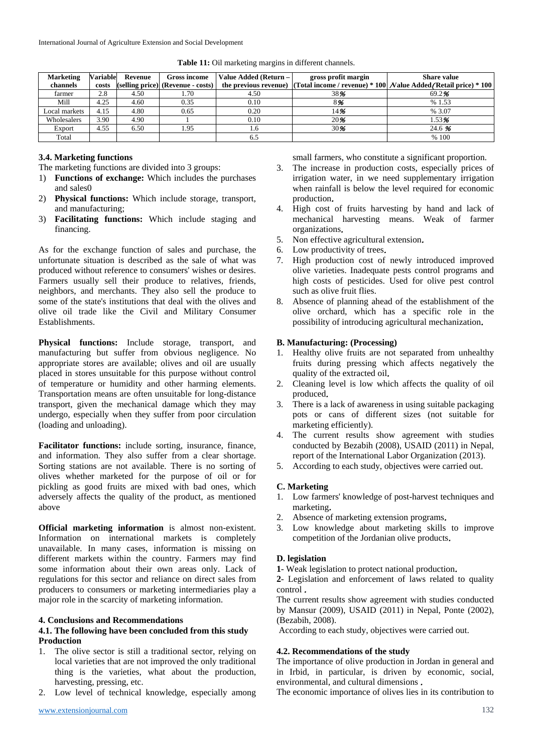**Table 11:** Oil marketing margins in different channels.

| Marketing channels | Variable costs | Revenue (selling price) | Gross income (Revenue - costs) | Value Added (Return – the previous revenue) | gross profit margin (Total income / revenue) * 100 | Share value /Value Added/(Retail price) * 100 |
|---|---|---|---|---|---|---|
| farmer | 2.8 | 4.50 | 1.70 | 4.50 | 38% | 69.2% |
| Mill | 4.25 | 4.60 | 0.35 | 0.10 | 8% | % 1.53 |
| Local markets | 4.15 | 4.80 | 0.65 | 0.20 | 14% | % 3.07 |
| Wholesalers | 3.90 | 4.90 | 1 | 0.10 | 20% | 1.53% |
| Export | 4.55 | 6.50 | 1.95 | 1.6 | 30% | 24.6 % |
| Total | | | | 6.5 | | % 100 |

### 3.4. Marketing functions

The marketing functions are divided into 3 groups:

1) **Functions of exchange:** Which includes the purchases and sales0
2) **Physical functions:** Which include storage, transport, and manufacturing;
3) **Facilitating functions:** Which include staging and financing.

As for the exchange function of sales and purchase, the unfortunate situation is described as the sale of what was produced without reference to consumers' wishes or desires. Farmers usually sell their produce to relatives, friends, neighbors, and merchants. They also sell the produce to some of the state's institutions that deal with the olives and olive oil trade like the Civil and Military Consumer Establishments.

**Physical functions:** Include storage, transport, and manufacturing but suffer from obvious negligence. No appropriate stores are available; olives and oil are usually placed in stores unsuitable for this purpose without control of temperature or humidity and other harming elements. Transportation means are often unsuitable for long-distance transport, given the mechanical damage which they may undergo, especially when they suffer from poor circulation (loading and unloading).

**Facilitator functions:** include sorting, insurance, finance, and information. They also suffer from a clear shortage. Sorting stations are not available. There is no sorting of olives whether marketed for the purpose of oil or for pickling as good fruits are mixed with bad ones, which adversely affects the quality of the product, as mentioned above

**Official marketing information** is almost non-existent. Information on international markets is completely unavailable. In many cases, information is missing on different markets within the country. Farmers may find some information about their own areas only. Lack of regulations for this sector and reliance on direct sales from producers to consumers or marketing intermediaries play a major role in the scarcity of marketing information.

## 4. Conclusions and Recommendations

### 4.1. The following have been concluded from this study

**Production**

1. The olive sector is still a traditional sector, relying on local varieties that are not improved the only traditional thing is the varieties, what about the production, harvesting, pressing, etc.
2. Low level of technical knowledge, especially among small farmers, who constitute a significant proportion.
3. The increase in production costs, especially prices of irrigation water, in we need supplementary irrigation when rainfall is below the level required for economic production.
4. High cost of fruits harvesting by hand and lack of mechanical harvesting means. Weak of farmer organizations.
5. Non effective agricultural extension.
6. Low productivity of trees.
7. High production cost of newly introduced improved olive varieties. Inadequate pests control programs and high costs of pesticides. Used for olive pest control such as olive fruit flies.
8. Absence of planning ahead of the establishment of the olive orchard, which has a specific role in the possibility of introducing agricultural mechanization.

**B. Manufacturing: (Processing)**

1. Healthy olive fruits are not separated from unhealthy fruits during pressing which affects negatively the quality of the extracted oil.
2. Cleaning level is low which affects the quality of oil produced.
3. There is a lack of awareness in using suitable packaging pots or cans of different sizes (not suitable for marketing efficiently).
4. The current results show agreement with studies conducted by Bezabih (2008), USAID (2011) in Nepal, report of the International Labor Organization (2013).
5. According to each study, objectives were carried out.

**C. Marketing**

1. Low farmers' knowledge of post-harvest techniques and marketing.
2. Absence of marketing extension programs.
3. Low knowledge about marketing skills to improve competition of the Jordanian olive products.

**D. legislation**

**1**- Weak legislation to protect national production.

**2**- Legislation and enforcement of laws related to quality control .

The current results show agreement with studies conducted by Mansur (2009), USAID (2011) in Nepal, Ponte (2002), (Bezabih, 2008).

According to each study, objectives were carried out.

### 4.2. Recommendations of the study

The importance of olive production in Jordan in general and in Irbid, in particular, is driven by economic, social, environmental, and cultural dimensions .

The economic importance of olives lies in its contribution to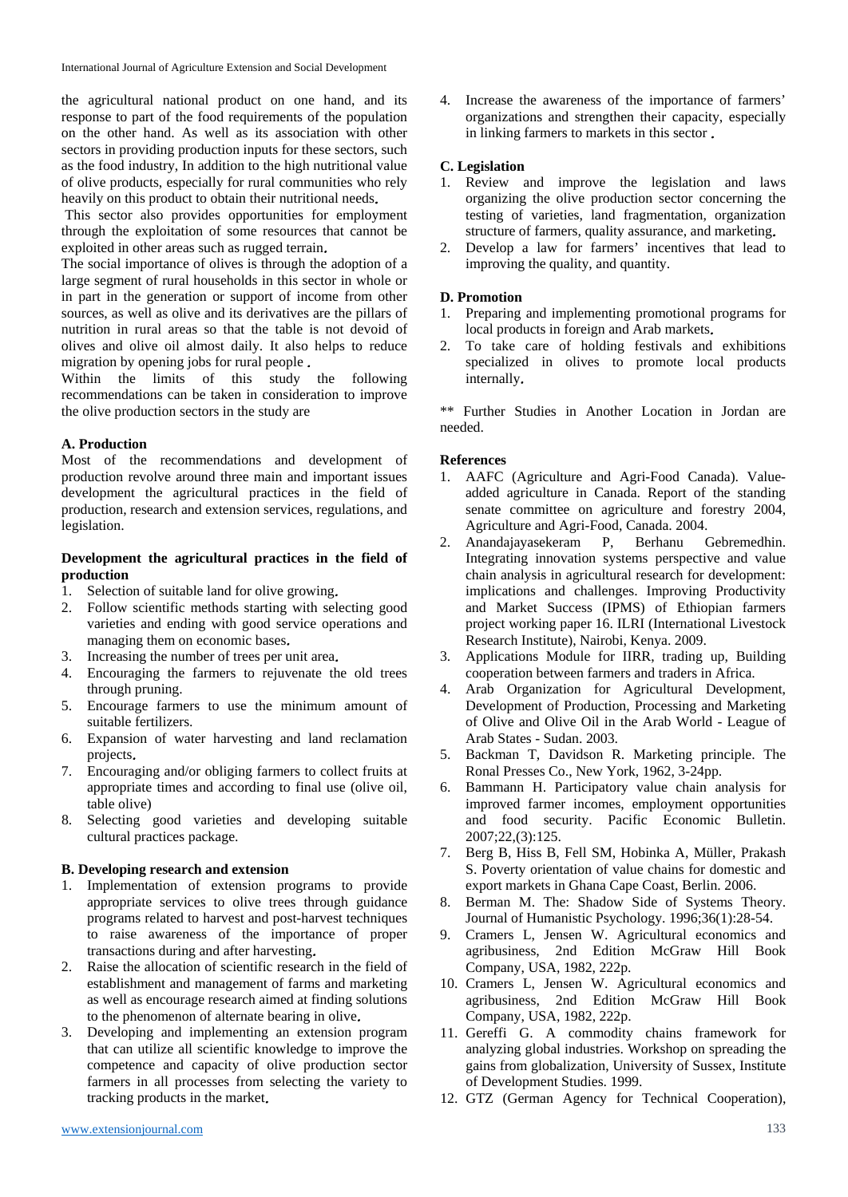the agricultural national product on one hand, and its response to part of the food requirements of the population on the other hand. As well as its association with other sectors in providing production inputs for these sectors, such as the food industry, In addition to the high nutritional value of olive products, especially for rural communities who rely heavily on this product to obtain their nutritional needs.

This sector also provides opportunities for employment through the exploitation of some resources that cannot be exploited in other areas such as rugged terrain.

The social importance of olives is through the adoption of a large segment of rural households in this sector in whole or in part in the generation or support of income from other sources, as well as olive and its derivatives are the pillars of nutrition in rural areas so that the table is not devoid of olives and olive oil almost daily. It also helps to reduce migration by opening jobs for rural people .

Within the limits of this study the following recommendations can be taken in consideration to improve the olive production sectors in the study are

**A. Production**

Most of the recommendations and development of production revolve around three main and important issues development the agricultural practices in the field of production, research and extension services, regulations, and legislation.

**Development the agricultural practices in the field of production**

1. Selection of suitable land for olive growing.
2. Follow scientific methods starting with selecting good varieties and ending with good service operations and managing them on economic bases.
3. Increasing the number of trees per unit area.
4. Encouraging the farmers to rejuvenate the old trees through pruning.
5. Encourage farmers to use the minimum amount of suitable fertilizers.
6. Expansion of water harvesting and land reclamation projects.
7. Encouraging and/or obliging farmers to collect fruits at appropriate times and according to final use (olive oil, table olive)
8. Selecting good varieties and developing suitable cultural practices package.

**B. Developing research and extension**

1. Implementation of extension programs to provide appropriate services to olive trees through guidance programs related to harvest and post-harvest techniques to raise awareness of the importance of proper transactions during and after harvesting.
2. Raise the allocation of scientific research in the field of establishment and management of farms and marketing as well as encourage research aimed at finding solutions to the phenomenon of alternate bearing in olive.
3. Developing and implementing an extension program that can utilize all scientific knowledge to improve the competence and capacity of olive production sector farmers in all processes from selecting the variety to tracking products in the market.
4. Increase the awareness of the importance of farmers' organizations and strengthen their capacity, especially in linking farmers to markets in this sector .

**C. Legislation**

1. Review and improve the legislation and laws organizing the olive production sector concerning the testing of varieties, land fragmentation, organization structure of farmers, quality assurance, and marketing.
2. Develop a law for farmers' incentives that lead to improving the quality, and quantity.

**D. Promotion**

1. Preparing and implementing promotional programs for local products in foreign and Arab markets.
2. To take care of holding festivals and exhibitions specialized in olives to promote local products internally.

** Further Studies in Another Location in Jordan are needed.

**References**

1. AAFC (Agriculture and Agri-Food Canada). Value-added agriculture in Canada. Report of the standing senate committee on agriculture and forestry 2004, Agriculture and Agri-Food, Canada. 2004.
2. Anandajayasekeram P, Berhanu Gebremedhin. Integrating innovation systems perspective and value chain analysis in agricultural research for development: implications and challenges. Improving Productivity and Market Success (IPMS) of Ethiopian farmers project working paper 16. ILRI (International Livestock Research Institute), Nairobi, Kenya. 2009.
3. Applications Module for IIRR, trading up, Building cooperation between farmers and traders in Africa.
4. Arab Organization for Agricultural Development, Development of Production, Processing and Marketing of Olive and Olive Oil in the Arab World - League of Arab States - Sudan. 2003.
5. Backman T, Davidson R. Marketing principle. The Ronal Presses Co., New York, 1962, 3-24pp.
6. Bammann H. Participatory value chain analysis for improved farmer incomes, employment opportunities and food security. Pacific Economic Bulletin. 2007;22,(3):125.
7. Berg B, Hiss B, Fell SM, Hobinka A, Müller, Prakash S. Poverty orientation of value chains for domestic and export markets in Ghana Cape Coast, Berlin. 2006.
8. Berman M. The: Shadow Side of Systems Theory. Journal of Humanistic Psychology. 1996;36(1):28-54.
9. Cramers L, Jensen W. Agricultural economics and agribusiness, 2nd Edition McGraw Hill Book Company, USA, 1982, 222p.
10. Cramers L, Jensen W. Agricultural economics and agribusiness, 2nd Edition McGraw Hill Book Company, USA, 1982, 222p.
11. Gereffi G. A commodity chains framework for analyzing global industries. Workshop on spreading the gains from globalization, University of Sussex, Institute of Development Studies. 1999.
12. GTZ (German Agency for Technical Cooperation),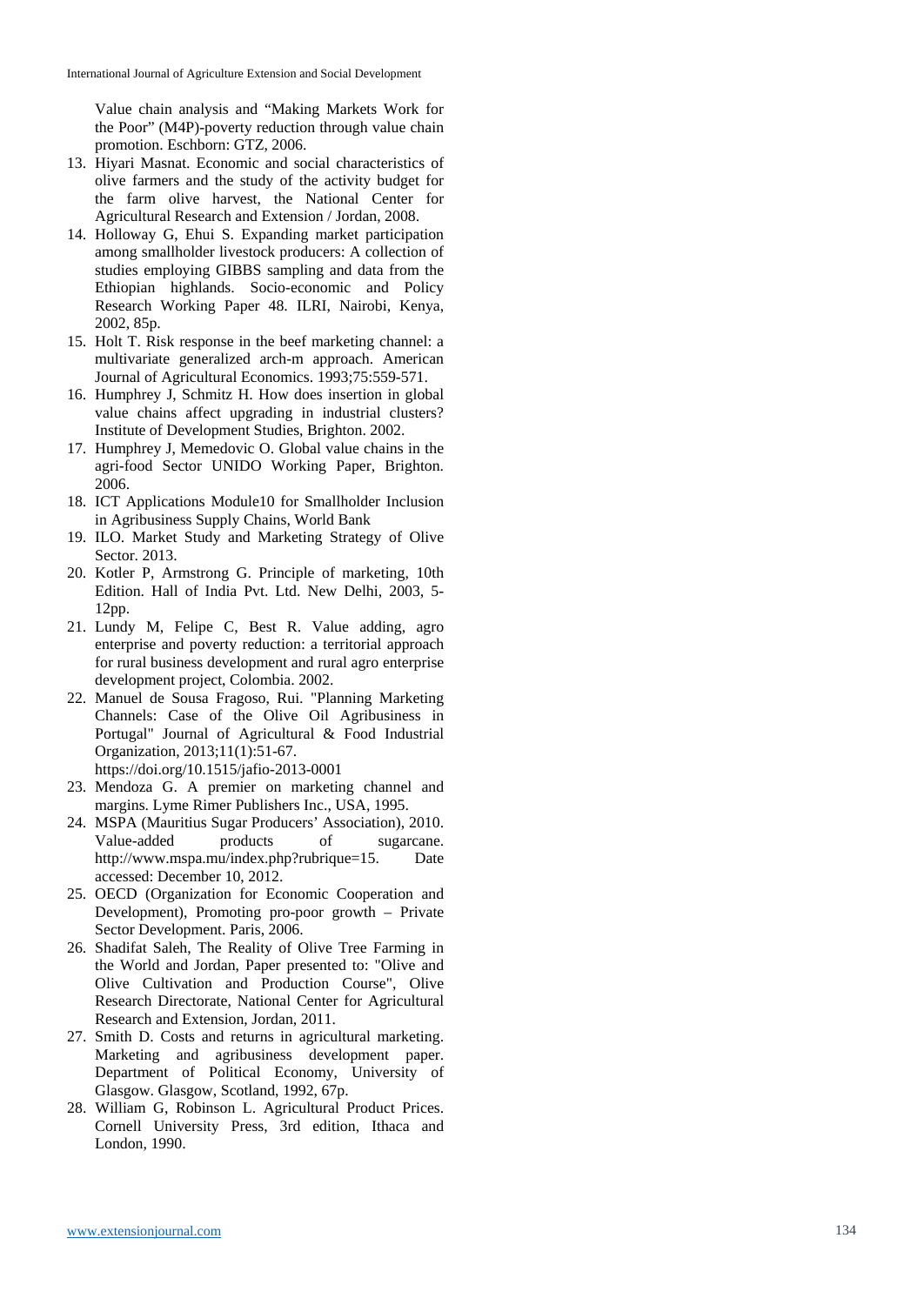Value chain analysis and "Making Markets Work for the Poor" (M4P)-poverty reduction through value chain promotion. Eschborn: GTZ, 2006.

13. Hiyari Masnat. Economic and social characteristics of olive farmers and the study of the activity budget for the farm olive harvest, the National Center for Agricultural Research and Extension / Jordan, 2008.
14. Holloway G, Ehui S. Expanding market participation among smallholder livestock producers: A collection of studies employing GIBBS sampling and data from the Ethiopian highlands. Socio-economic and Policy Research Working Paper 48. ILRI, Nairobi, Kenya, 2002, 85p.
15. Holt T. Risk response in the beef marketing channel: a multivariate generalized arch-m approach. American Journal of Agricultural Economics. 1993;75:559-571.
16. Humphrey J, Schmitz H. How does insertion in global value chains affect upgrading in industrial clusters? Institute of Development Studies, Brighton. 2002.
17. Humphrey J, Memedovic O. Global value chains in the agri-food Sector UNIDO Working Paper, Brighton. 2006.
18. ICT Applications Module10 for Smallholder Inclusion in Agribusiness Supply Chains, World Bank
19. ILO. Market Study and Marketing Strategy of Olive Sector. 2013.
20. Kotler P, Armstrong G. Principle of marketing, 10th Edition. Hall of India Pvt. Ltd. New Delhi, 2003, 5-12pp.
21. Lundy M, Felipe C, Best R. Value adding, agro enterprise and poverty reduction: a territorial approach for rural business development and rural agro enterprise development project, Colombia. 2002.
22. Manuel de Sousa Fragoso, Rui. "Planning Marketing Channels: Case of the Olive Oil Agribusiness in Portugal" Journal of Agricultural & Food Industrial Organization, 2013;11(1):51-67. https://doi.org/10.1515/jafio-2013-0001
23. Mendoza G. A premier on marketing channel and margins. Lyme Rimer Publishers Inc., USA, 1995.
24. MSPA (Mauritius Sugar Producers' Association), 2010. Value-added products of sugarcane. http://www.mspa.mu/index.php?rubrique=15. Date accessed: December 10, 2012.
25. OECD (Organization for Economic Cooperation and Development), Promoting pro-poor growth – Private Sector Development. Paris, 2006.
26. Shadifat Saleh, The Reality of Olive Tree Farming in the World and Jordan, Paper presented to: "Olive and Olive Cultivation and Production Course", Olive Research Directorate, National Center for Agricultural Research and Extension, Jordan, 2011.
27. Smith D. Costs and returns in agricultural marketing. Marketing and agribusiness development paper. Department of Political Economy, University of Glasgow. Glasgow, Scotland, 1992, 67p.
28. William G, Robinson L. Agricultural Product Prices. Cornell University Press, 3rd edition, Ithaca and London, 1990.